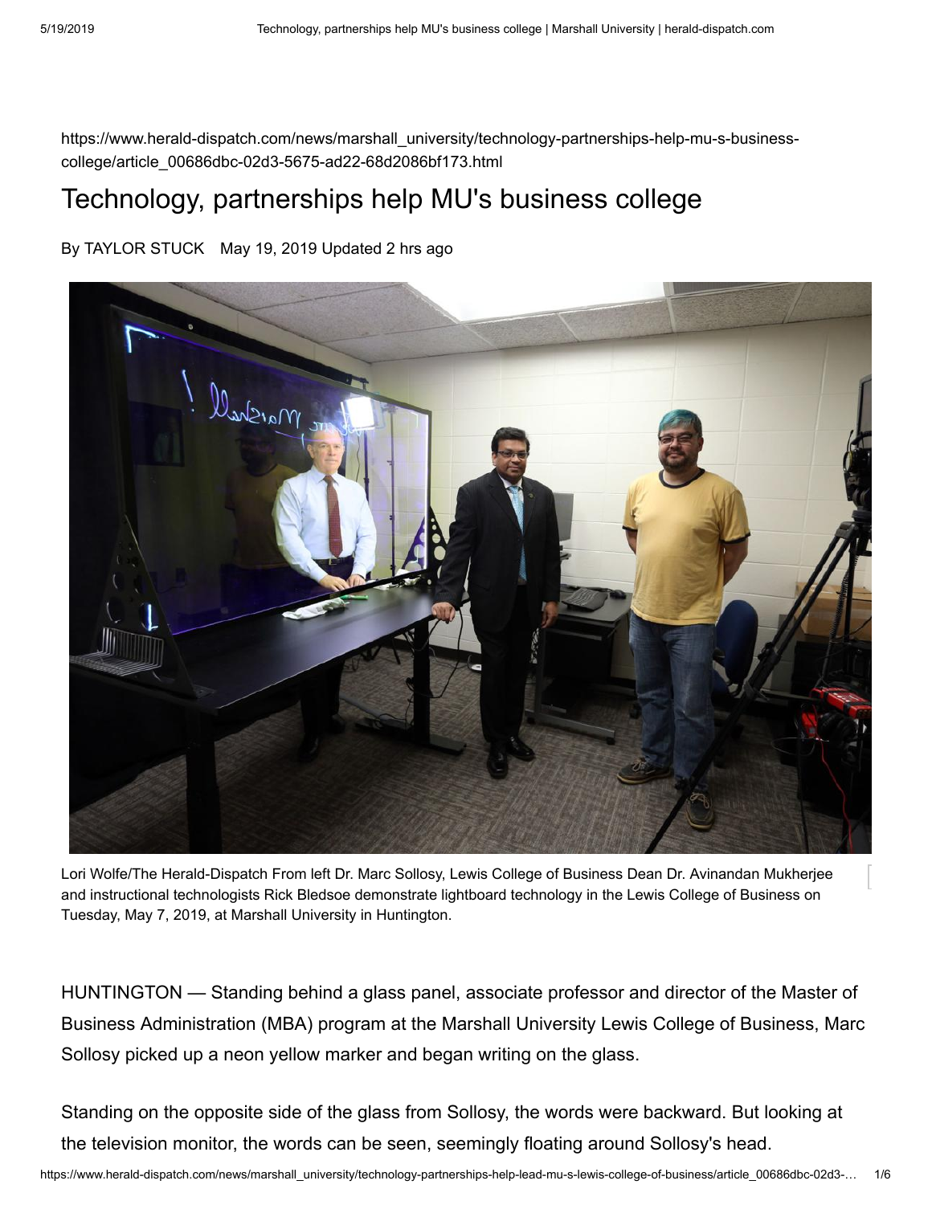https://www.herald-dispatch.com/news/marshall_university/technology-partnerships-help-mu-s-business-college/article_00686dbc-02d3-5675-ad22-68d2086bf173.html

# Technology, partnerships help MU's business college

By TAYLOR STUCK May 19, 2019 Updated 2 hrs ago

Lori Wolfe/The Herald-Dispatch From left Dr. Marc Sollosy, Lewis College of Business Dean Dr. Avinandan Mukherjee and instructional technologists Rick Bledsoe demonstrate lightboard technology in the Lewis College of Business on Tuesday, May 7, 2019, at Marshall University in Huntington.

HUNTINGTON — Standing behind a glass panel, associate professor and director of the Master of Business Administration (MBA) program at the Marshall University Lewis College of Business, Marc Sollosy picked up a neon yellow marker and began writing on the glass.

Standing on the opposite side of the glass from Sollosy, the words were backward. But looking at the television monitor, the words can be seen, seemingly floating around Sollosy's head.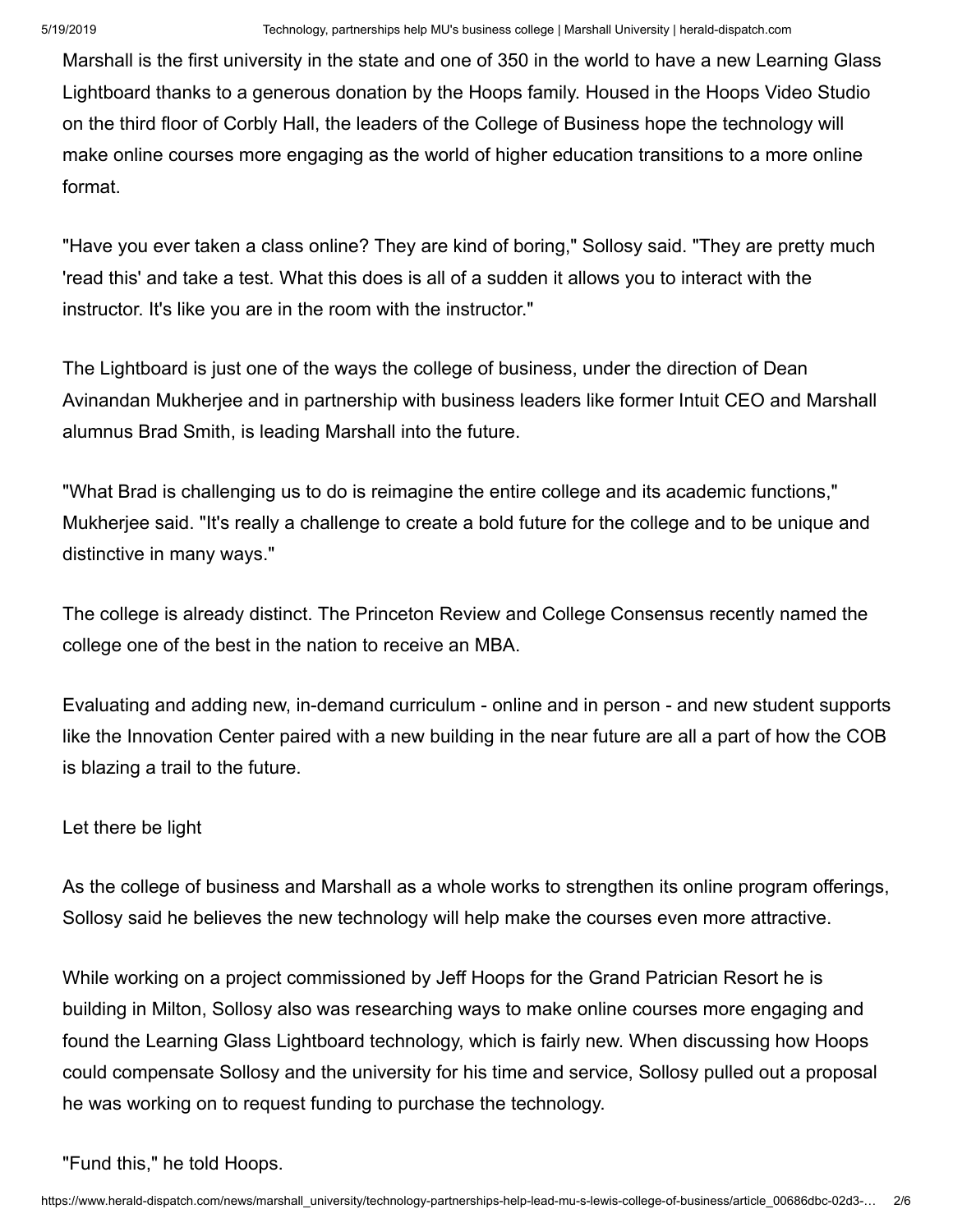Marshall is the first university in the state and one of 350 in the world to have a new Learning Glass Lightboard thanks to a generous donation by the Hoops family. Housed in the Hoops Video Studio on the third floor of Corbly Hall, the leaders of the College of Business hope the technology will make online courses more engaging as the world of higher education transitions to a more online format.

"Have you ever taken a class online? They are kind of boring," Sollosy said. "They are pretty much 'read this' and take a test. What this does is all of a sudden it allows you to interact with the instructor. It's like you are in the room with the instructor."

The Lightboard is just one of the ways the college of business, under the direction of Dean Avinandan Mukherjee and in partnership with business leaders like former Intuit CEO and Marshall alumnus Brad Smith, is leading Marshall into the future.

"What Brad is challenging us to do is reimagine the entire college and its academic functions," Mukherjee said. "It's really a challenge to create a bold future for the college and to be unique and distinctive in many ways."

The college is already distinct. The Princeton Review and College Consensus recently named the college one of the best in the nation to receive an MBA.

Evaluating and adding new, in-demand curriculum - online and in person - and new student supports like the Innovation Center paired with a new building in the near future are all a part of how the COB is blazing a trail to the future.

## Let there be light

As the college of business and Marshall as a whole works to strengthen its online program offerings, Sollosy said he believes the new technology will help make the courses even more attractive.

While working on a project commissioned by Jeff Hoops for the Grand Patrician Resort he is building in Milton, Sollosy also was researching ways to make online courses more engaging and found the Learning Glass Lightboard technology, which is fairly new. When discussing how Hoops could compensate Sollosy and the university for his time and service, Sollosy pulled out a proposal he was working on to request funding to purchase the technology.

"Fund this," he told Hoops.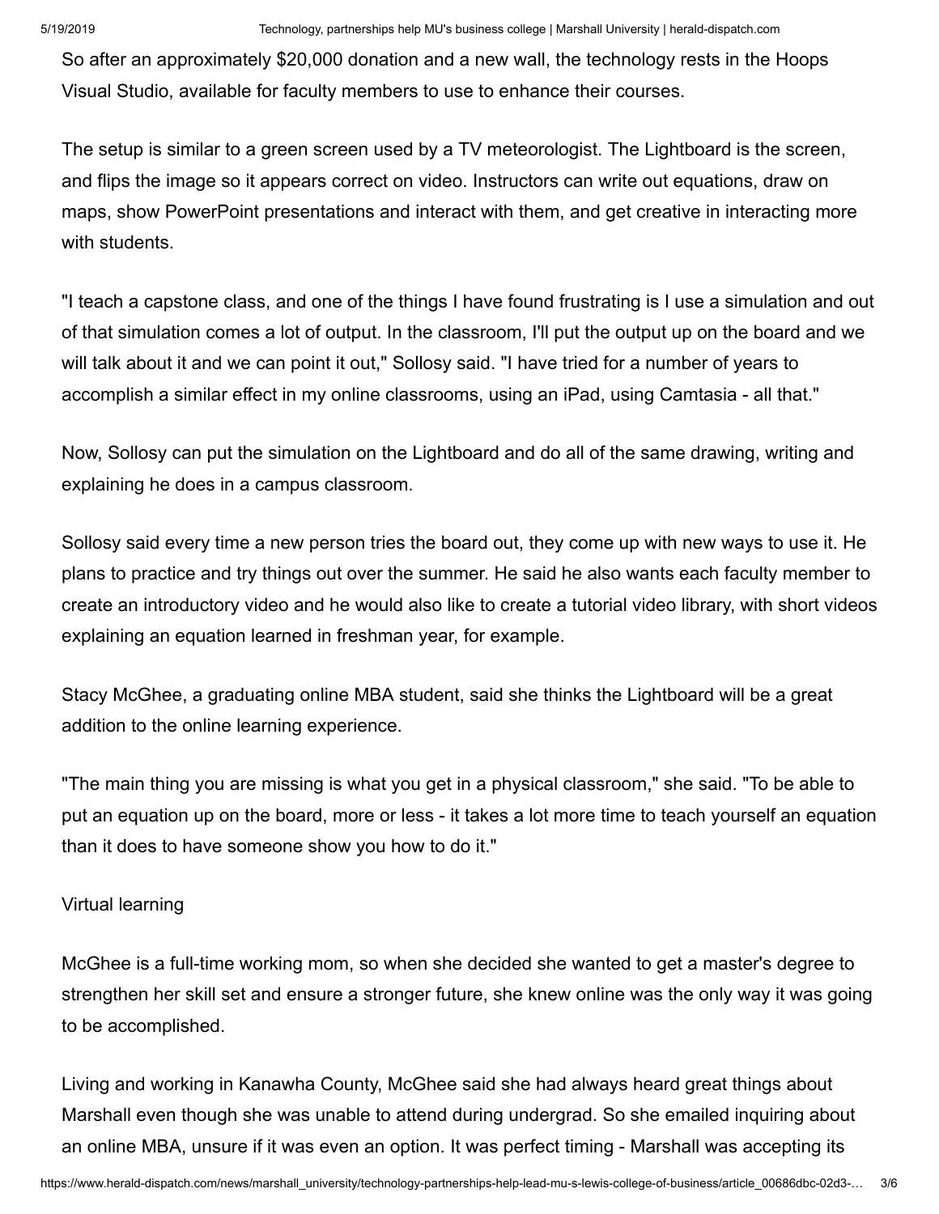So after an approximately $20,000 donation and a new wall, the technology rests in the Hoops Visual Studio, available for faculty members to use to enhance their courses.

The setup is similar to a green screen used by a TV meteorologist. The Lightboard is the screen, and flips the image so it appears correct on video. Instructors can write out equations, draw on maps, show PowerPoint presentations and interact with them, and get creative in interacting more with students.

"I teach a capstone class, and one of the things I have found frustrating is I use a simulation and out of that simulation comes a lot of output. In the classroom, I'll put the output up on the board and we will talk about it and we can point it out," Sollosy said. "I have tried for a number of years to accomplish a similar effect in my online classrooms, using an iPad, using Camtasia - all that."

Now, Sollosy can put the simulation on the Lightboard and do all of the same drawing, writing and explaining he does in a campus classroom.

Sollosy said every time a new person tries the board out, they come up with new ways to use it. He plans to practice and try things out over the summer. He said he also wants each faculty member to create an introductory video and he would also like to create a tutorial video library, with short videos explaining an equation learned in freshman year, for example.

Stacy McGhee, a graduating online MBA student, said she thinks the Lightboard will be a great addition to the online learning experience.

"The main thing you are missing is what you get in a physical classroom," she said. "To be able to put an equation up on the board, more or less - it takes a lot more time to teach yourself an equation than it does to have someone show you how to do it."

Virtual learning

McGhee is a full-time working mom, so when she decided she wanted to get a master's degree to strengthen her skill set and ensure a stronger future, she knew online was the only way it was going to be accomplished.

Living and working in Kanawha County, McGhee said she had always heard great things about Marshall even though she was unable to attend during undergrad. So she emailed inquiring about an online MBA, unsure if it was even an option. It was perfect timing - Marshall was accepting its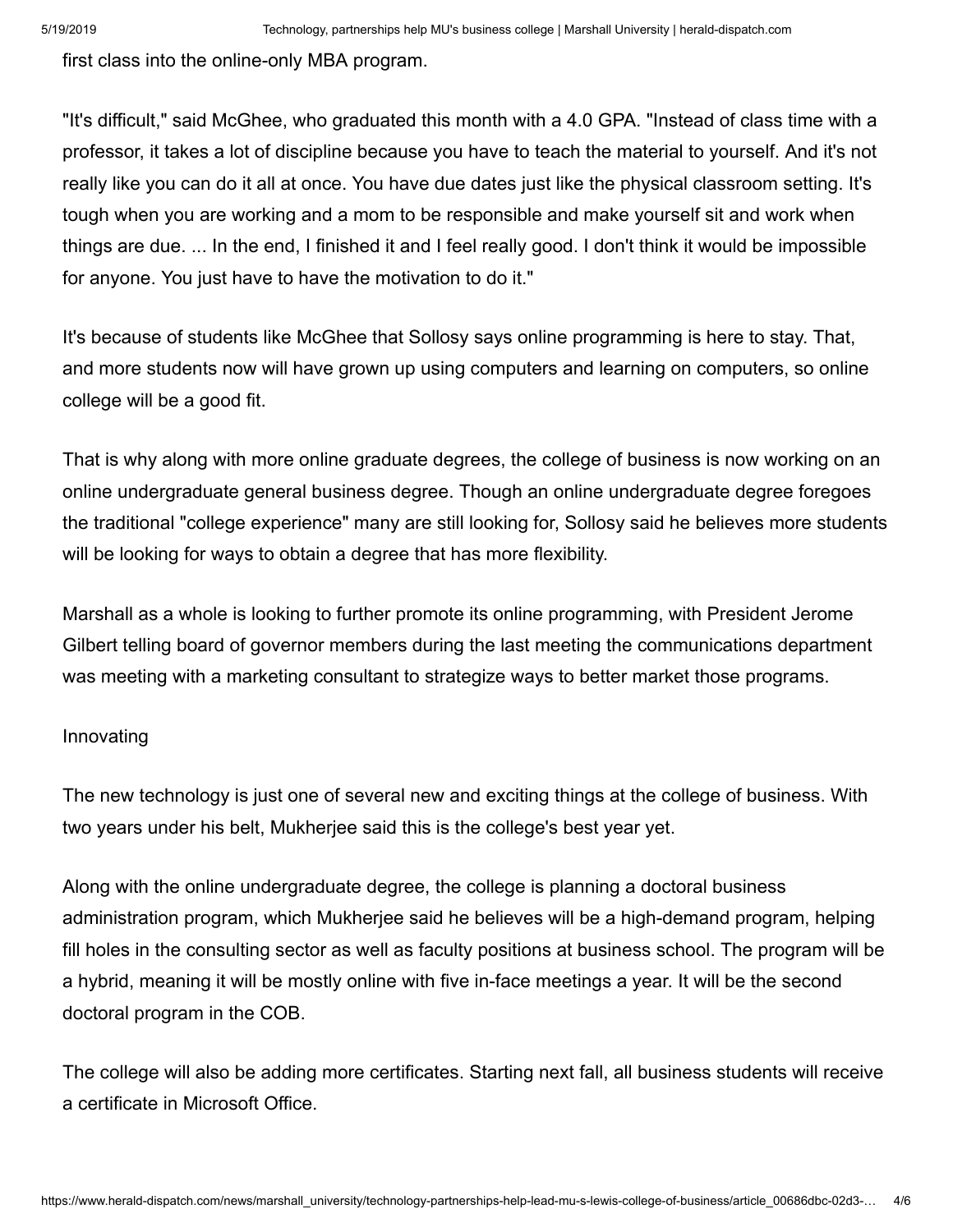first class into the online-only MBA program.

"It's difficult," said McGhee, who graduated this month with a 4.0 GPA. "Instead of class time with a professor, it takes a lot of discipline because you have to teach the material to yourself. And it's not really like you can do it all at once. You have due dates just like the physical classroom setting. It's tough when you are working and a mom to be responsible and make yourself sit and work when things are due. ... In the end, I finished it and I feel really good. I don't think it would be impossible for anyone. You just have to have the motivation to do it."

It's because of students like McGhee that Sollosy says online programming is here to stay. That, and more students now will have grown up using computers and learning on computers, so online college will be a good fit.

That is why along with more online graduate degrees, the college of business is now working on an online undergraduate general business degree. Though an online undergraduate degree foregoes the traditional "college experience" many are still looking for, Sollosy said he believes more students will be looking for ways to obtain a degree that has more flexibility.

Marshall as a whole is looking to further promote its online programming, with President Jerome Gilbert telling board of governor members during the last meeting the communications department was meeting with a marketing consultant to strategize ways to better market those programs.

## Innovating

The new technology is just one of several new and exciting things at the college of business. With two years under his belt, Mukherjee said this is the college's best year yet.

Along with the online undergraduate degree, the college is planning a doctoral business administration program, which Mukherjee said he believes will be a high-demand program, helping fill holes in the consulting sector as well as faculty positions at business school. The program will be a hybrid, meaning it will be mostly online with five in-face meetings a year. It will be the second doctoral program in the COB.

The college will also be adding more certificates. Starting next fall, all business students will receive a certificate in Microsoft Office.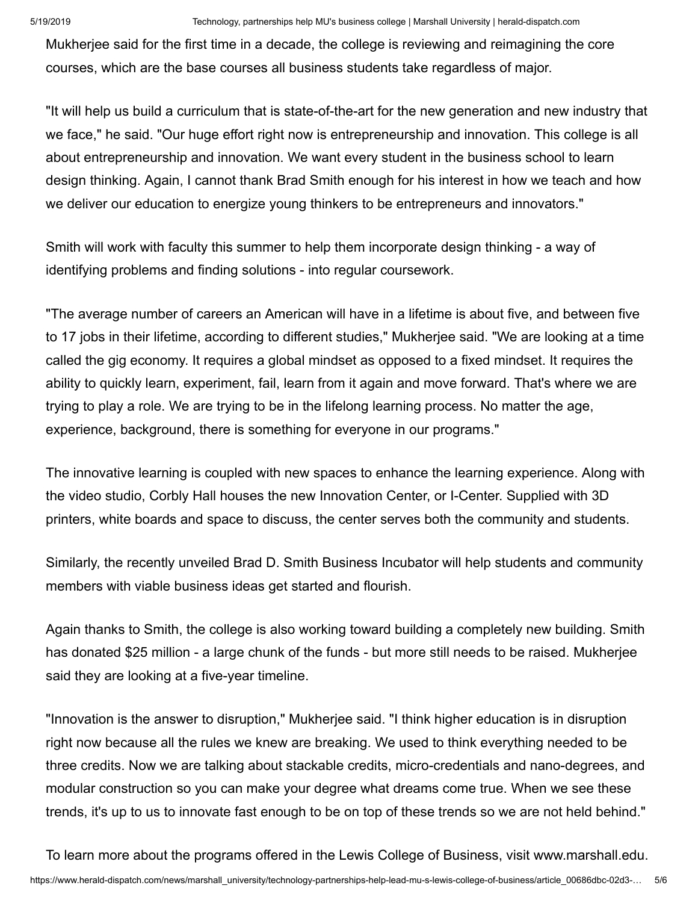Mukherjee said for the first time in a decade, the college is reviewing and reimagining the core courses, which are the base courses all business students take regardless of major.

"It will help us build a curriculum that is state-of-the-art for the new generation and new industry that we face," he said. "Our huge effort right now is entrepreneurship and innovation. This college is all about entrepreneurship and innovation. We want every student in the business school to learn design thinking. Again, I cannot thank Brad Smith enough for his interest in how we teach and how we deliver our education to energize young thinkers to be entrepreneurs and innovators."

Smith will work with faculty this summer to help them incorporate design thinking - a way of identifying problems and finding solutions - into regular coursework.

"The average number of careers an American will have in a lifetime is about five, and between five to 17 jobs in their lifetime, according to different studies," Mukherjee said. "We are looking at a time called the gig economy. It requires a global mindset as opposed to a fixed mindset. It requires the ability to quickly learn, experiment, fail, learn from it again and move forward. That's where we are trying to play a role. We are trying to be in the lifelong learning process. No matter the age, experience, background, there is something for everyone in our programs."

The innovative learning is coupled with new spaces to enhance the learning experience. Along with the video studio, Corbly Hall houses the new Innovation Center, or I-Center. Supplied with 3D printers, white boards and space to discuss, the center serves both the community and students.

Similarly, the recently unveiled Brad D. Smith Business Incubator will help students and community members with viable business ideas get started and flourish.

Again thanks to Smith, the college is also working toward building a completely new building. Smith has donated $25 million - a large chunk of the funds - but more still needs to be raised. Mukherjee said they are looking at a five-year timeline.

"Innovation is the answer to disruption," Mukherjee said. "I think higher education is in disruption right now because all the rules we knew are breaking. We used to think everything needed to be three credits. Now we are talking about stackable credits, micro-credentials and nano-degrees, and modular construction so you can make your degree what dreams come true. When we see these trends, it's up to us to innovate fast enough to be on top of these trends so we are not held behind."

To learn more about the programs offered in the Lewis College of Business, visit www.marshall.edu.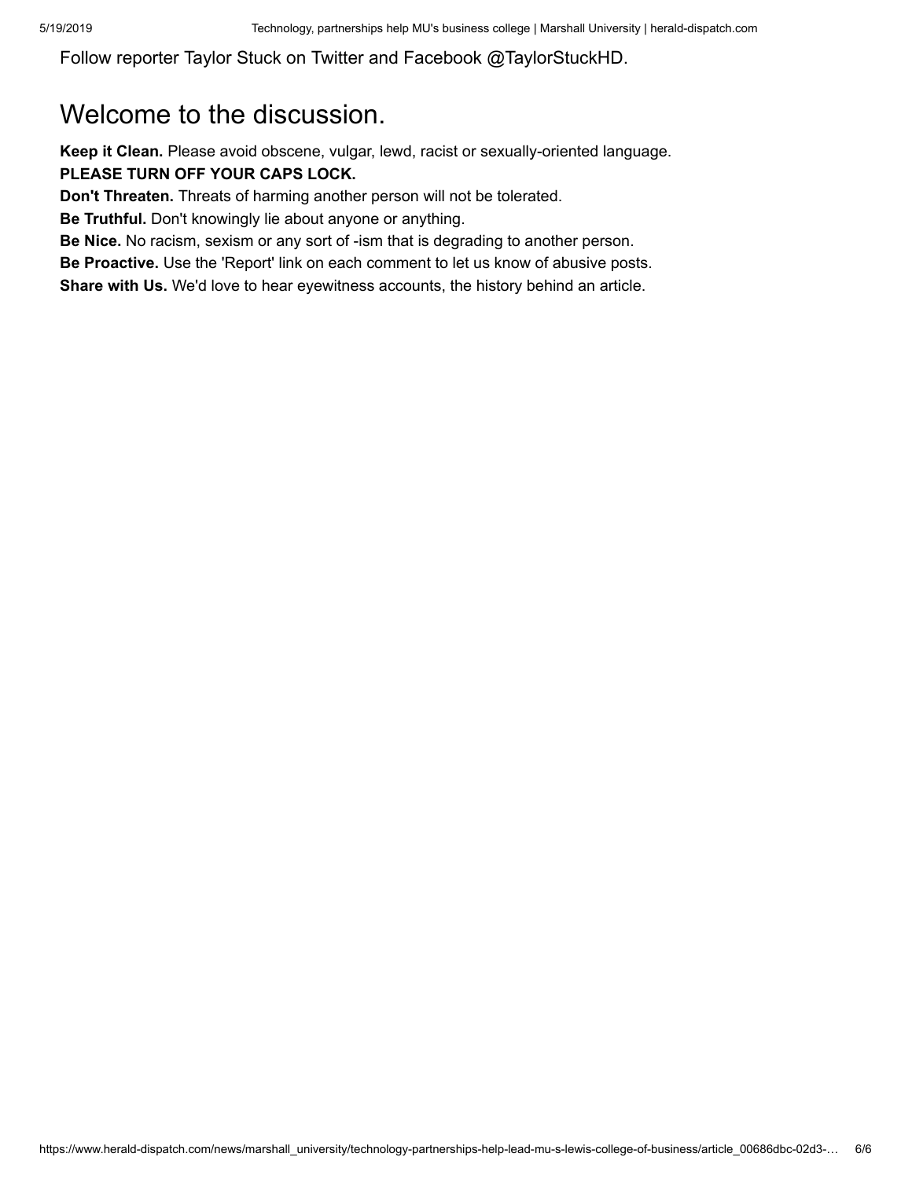Follow reporter Taylor Stuck on Twitter and Facebook @TaylorStuckHD.

# Welcome to the discussion.

**Keep it Clean.** Please avoid obscene, vulgar, lewd, racist or sexually-oriented language.
**PLEASE TURN OFF YOUR CAPS LOCK.**
**Don't Threaten.** Threats of harming another person will not be tolerated.
**Be Truthful.** Don't knowingly lie about anyone or anything.
**Be Nice.** No racism, sexism or any sort of -ism that is degrading to another person.
**Be Proactive.** Use the 'Report' link on each comment to let us know of abusive posts.
**Share with Us.** We'd love to hear eyewitness accounts, the history behind an article.